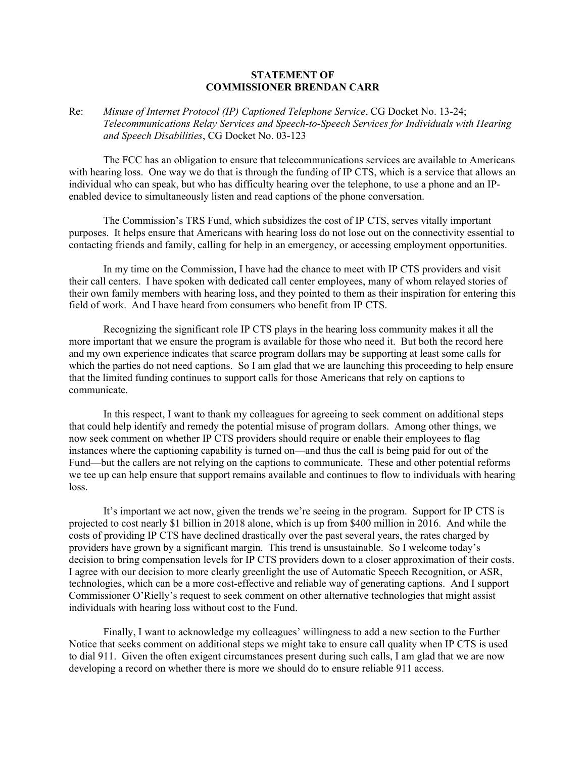# STATEMENT OF COMMISSIONER BRENDAN CARR

Re: *Misuse of Internet Protocol (IP) Captioned Telephone Service*, CG Docket No. 13-24; *Telecommunications Relay Services and Speech-to-Speech Services for Individuals with Hearing and Speech Disabilities*, CG Docket No. 03-123

The FCC has an obligation to ensure that telecommunications services are available to Americans with hearing loss. One way we do that is through the funding of IP CTS, which is a service that allows an individual who can speak, but who has difficulty hearing over the telephone, to use a phone and an IP-enabled device to simultaneously listen and read captions of the phone conversation.

The Commission's TRS Fund, which subsidizes the cost of IP CTS, serves vitally important purposes. It helps ensure that Americans with hearing loss do not lose out on the connectivity essential to contacting friends and family, calling for help in an emergency, or accessing employment opportunities.

In my time on the Commission, I have had the chance to meet with IP CTS providers and visit their call centers. I have spoken with dedicated call center employees, many of whom relayed stories of their own family members with hearing loss, and they pointed to them as their inspiration for entering this field of work. And I have heard from consumers who benefit from IP CTS.

Recognizing the significant role IP CTS plays in the hearing loss community makes it all the more important that we ensure the program is available for those who need it. But both the record here and my own experience indicates that scarce program dollars may be supporting at least some calls for which the parties do not need captions. So I am glad that we are launching this proceeding to help ensure that the limited funding continues to support calls for those Americans that rely on captions to communicate.

In this respect, I want to thank my colleagues for agreeing to seek comment on additional steps that could help identify and remedy the potential misuse of program dollars. Among other things, we now seek comment on whether IP CTS providers should require or enable their employees to flag instances where the captioning capability is turned on—and thus the call is being paid for out of the Fund—but the callers are not relying on the captions to communicate. These and other potential reforms we tee up can help ensure that support remains available and continues to flow to individuals with hearing loss.

It's important we act now, given the trends we're seeing in the program. Support for IP CTS is projected to cost nearly $1 billion in 2018 alone, which is up from $400 million in 2016. And while the costs of providing IP CTS have declined drastically over the past several years, the rates charged by providers have grown by a significant margin. This trend is unsustainable. So I welcome today's decision to bring compensation levels for IP CTS providers down to a closer approximation of their costs. I agree with our decision to more clearly greenlight the use of Automatic Speech Recognition, or ASR, technologies, which can be a more cost-effective and reliable way of generating captions. And I support Commissioner O'Rielly's request to seek comment on other alternative technologies that might assist individuals with hearing loss without cost to the Fund.

Finally, I want to acknowledge my colleagues' willingness to add a new section to the Further Notice that seeks comment on additional steps we might take to ensure call quality when IP CTS is used to dial 911. Given the often exigent circumstances present during such calls, I am glad that we are now developing a record on whether there is more we should do to ensure reliable 911 access.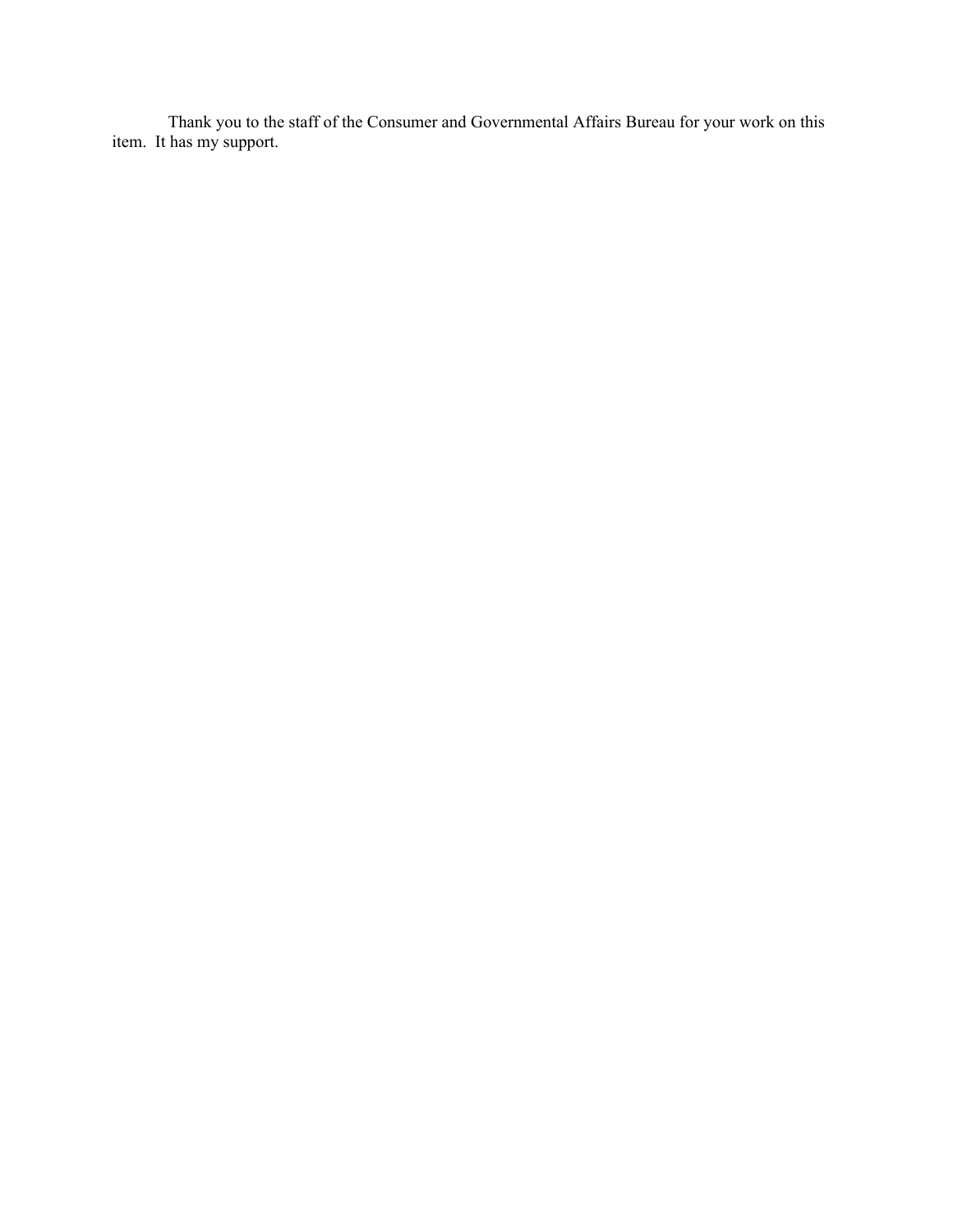Thank you to the staff of the Consumer and Governmental Affairs Bureau for your work on this item. It has my support.